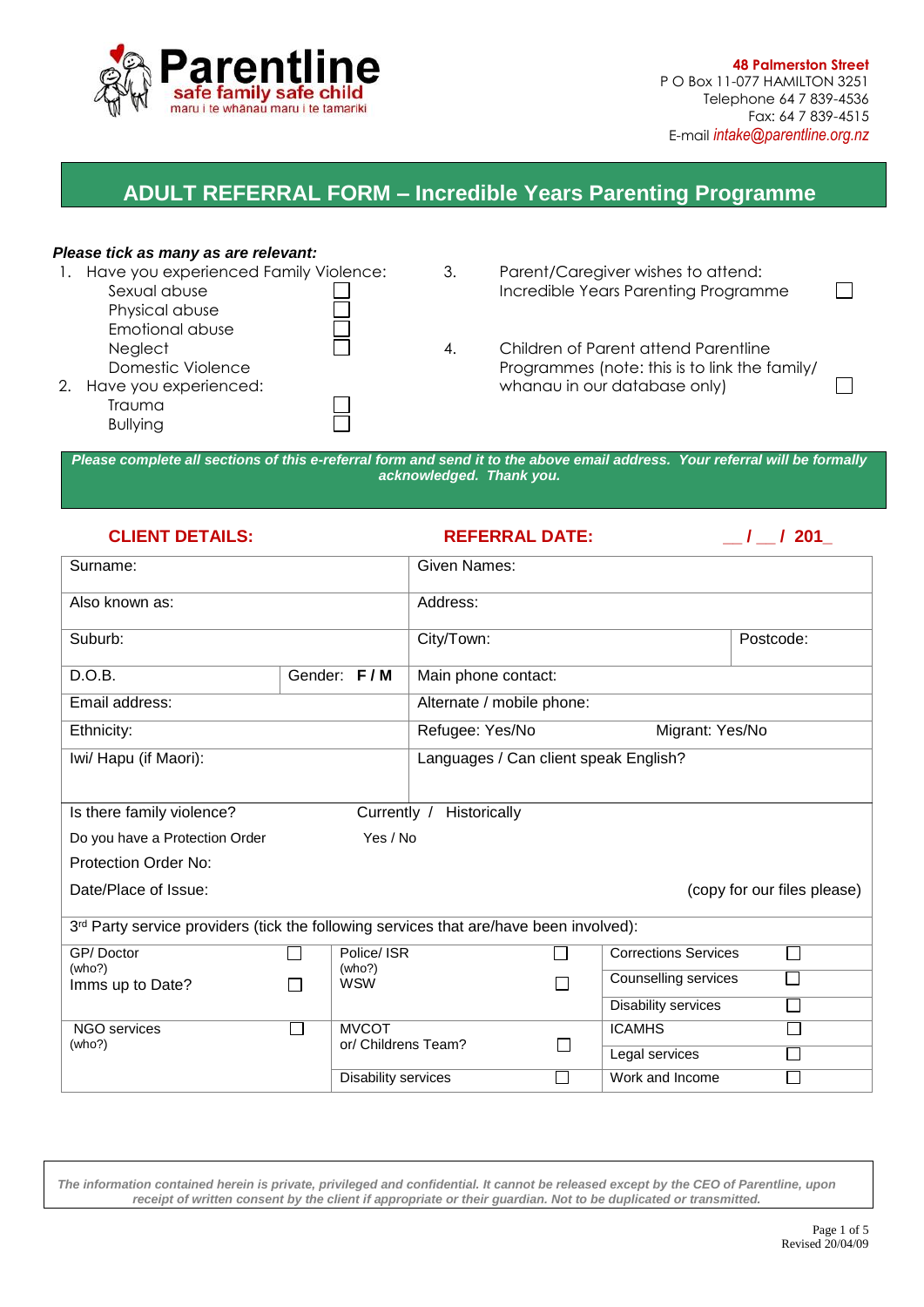**Parentline**
safe family safe child
maru i te whānau maru i te tamariki

**48 Palmerston Street**
P O Box 11-077 HAMILTON 3251
Telephone 64 7 839-4536
Fax: 64 7 839-4515
E-mail *intake@parentline.org.nz*

# ADULT REFERRAL FORM – Incredible Years Parenting Programme

***Please tick as many as are relevant:***

1. Have you experienced Family Violence:
   - Sexual abuse ☐
   - Physical abuse ☐
   - Emotional abuse ☐
   - Neglect ☐
   - Domestic Violence
2. Have you experienced:
   - Trauma ☐
   - Bullying ☐
3. Parent/Caregiver wishes to attend: Incredible Years Parenting Programme ☐
4. Children of Parent attend Parentline Programmes (note: this is to link the family/ whanau in our database only) ☐

***Please complete all sections of this e-referral form and send it to the above email address. Your referral will be formally acknowledged. Thank you.***

**CLIENT DETAILS:** **REFERRAL DATE:** __ / __ / 201_

| | | | |
|---|---|---|---|
| Surname: | | Given Names: | |
| Also known as: | | Address: | |
| Suburb: | | City/Town: | Postcode: |
| D.O.B. | Gender: **F / M** | Main phone contact: | |
| Email address: | | Alternate / mobile phone: | |
| Ethnicity: | | Refugee: Yes/No | Migrant: Yes/No |
| Iwi/ Hapu (if Maori): | | Languages / Can client speak English? | |

Is there family violence? Currently / Historically
Do you have a Protection Order Yes / No
Protection Order No:
Date/Place of Issue: (copy for our files please)

3rd Party service providers (tick the following services that are/have been involved):

| | | | | | |
|---|---|---|---|---|---|
| GP/ Doctor (who?) | ☐ | Police/ ISR (who?) | ☐ | Corrections Services | ☐ |
| Imms up to Date? | ☐ | WSW | ☐ | Counselling services | ☐ |
| | | | | Disability services | ☐ |
| NGO services (who?) | ☐ | MVCOT or/ Childrens Team? | ☐ | ICAMHS | ☐ |
| | | | | Legal services | ☐ |
| | | Disability services | ☐ | Work and Income | ☐ |

*The information contained herein is private, privileged and confidential. It cannot be released except by the CEO of Parentline, upon receipt of written consent by the client if appropriate or their guardian. Not to be duplicated or transmitted.*

Revised 20/04/09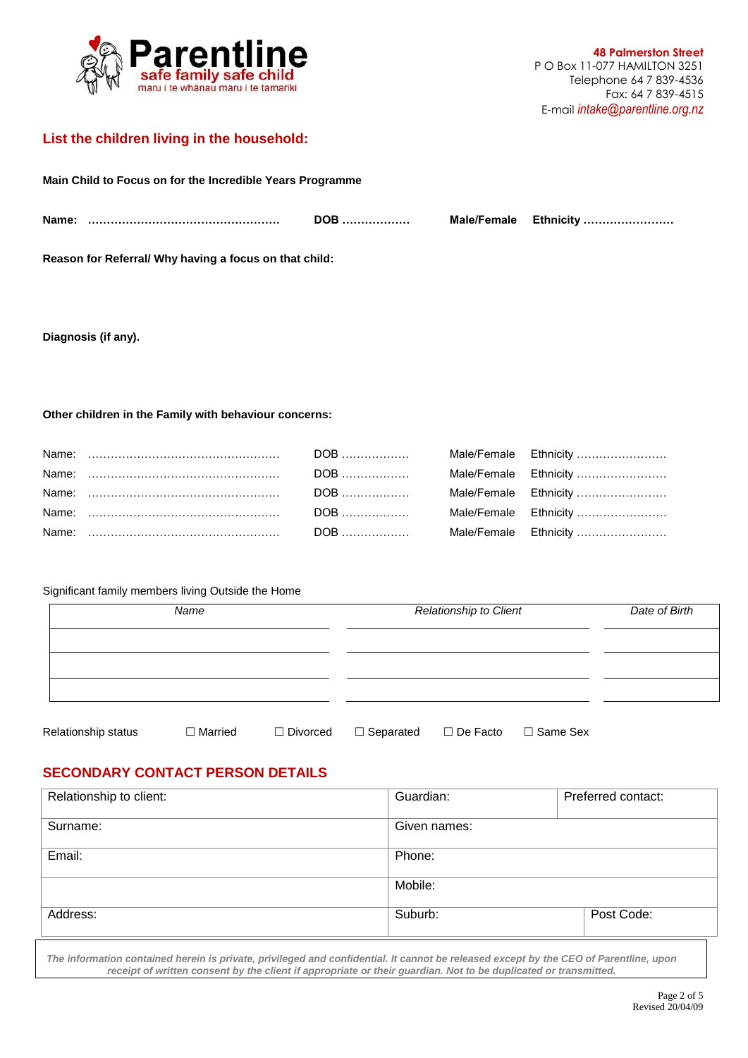**Parentline**
safe family safe child
maru i te whānau maru i te tamariki

**48 Palmerston Street**
P O Box 11-077 HAMILTON 3251
Telephone 64 7 839-4536
Fax: 64 7 839-4515
E-mail *intake@parentline.org.nz*

## List the children living in the household:

**Main Child to Focus on for the Incredible Years Programme**

**Name: ……………………………………………… DOB ……………… Male/Female Ethnicity ……………………**

**Reason for Referral/ Why having a focus on that child:**

**Diagnosis (if any).**

**Other children in the Family with behaviour concerns:**

Name: ……………………………………………… DOB ……………… Male/Female Ethnicity ……………………
Name: ……………………………………………… DOB ……………… Male/Female Ethnicity ……………………
Name: ……………………………………………… DOB ……………… Male/Female Ethnicity ……………………
Name: ……………………………………………… DOB ……………… Male/Female Ethnicity ……………………
Name: ……………………………………………… DOB ……………… Male/Female Ethnicity ……………………

Significant family members living Outside the Home

| *Name* | *Relationship to Client* | *Date of Birth* |
|---|---|---|
| | | |
| | | |
| | | |

Relationship status ☐ Married ☐ Divorced ☐ Separated ☐ De Facto ☐ Same Sex

## SECONDARY CONTACT PERSON DETAILS

| Relationship to client: | Guardian: | Preferred contact: |
|---|---|---|
| Surname: | Given names: | |
| Email: | Phone: | |
| | Mobile: | |
| Address: | Suburb: | Post Code: |

*The information contained herein is private, privileged and confidential. It cannot be released except by the CEO of Parentline, upon receipt of written consent by the client if appropriate or their guardian. Not to be duplicated or transmitted.*

Revised 20/04/09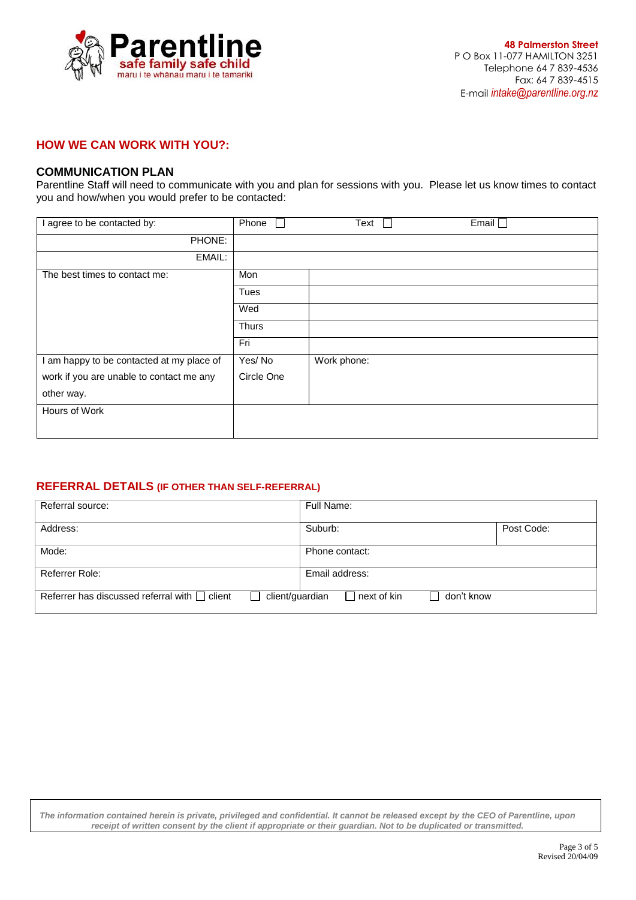**Parentline**
safe family safe child
maru i te whānau maru i te tamariki

**48 Palmerston Street**
P O Box 11-077 HAMILTON 3251
Telephone 64 7 839-4536
Fax: 64 7 839-4515
E-mail *intake@parentline.org.nz*

## HOW WE CAN WORK WITH YOU?:

### COMMUNICATION PLAN

Parentline Staff will need to communicate with you and plan for sessions with you. Please let us know times to contact you and how/when you would prefer to be contacted:

| I agree to be contacted by: | Phone ☐ | Text ☐ Email ☐ |
|---|---|---|
| PHONE: | | |
| EMAIL: | | |
| The best times to contact me: | Mon | |
| | Tues | |
| | Wed | |
| | Thurs | |
| | Fri | |
| I am happy to be contacted at my place of work if you are unable to contact me any other way. | Yes/ No Circle One | Work phone: |
| Hours of Work | | |

## REFERRAL DETAILS (IF OTHER THAN SELF-REFERRAL)

| Referral source: | Full Name: | |
|---|---|---|
| Address: | Suburb: | Post Code: |
| Mode: | Phone contact: | |
| Referrer Role: | Email address: | |
| Referrer has discussed referral with ☐ client ☐ client/guardian | ☐ next of kin ☐ don't know | |

*The information contained herein is private, privileged and confidential. It cannot be released except by the CEO of Parentline, upon receipt of written consent by the client if appropriate or their guardian. Not to be duplicated or transmitted.*

Revised 20/04/09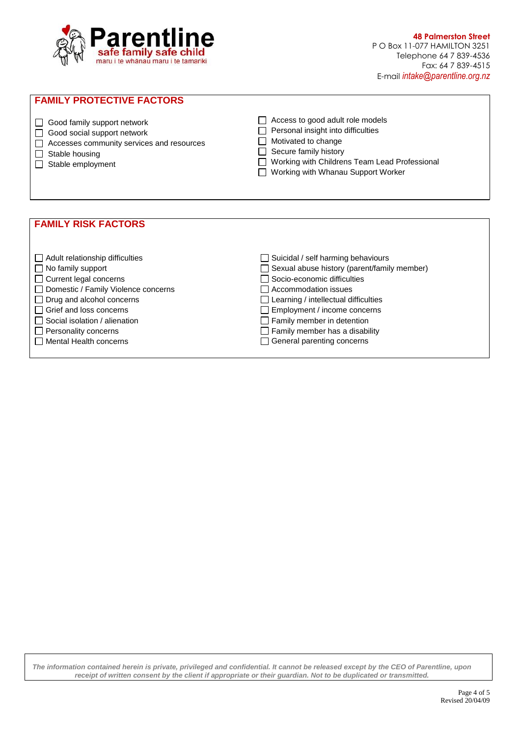**Parentline**
safe family safe child
maru i te whānau maru i te tamariki

**48 Palmerston Street**
P O Box 11-077 HAMILTON 3251
Telephone 64 7 839-4536
Fax: 64 7 839-4515
E-mail *intake@parentline.org.nz*

## FAMILY PROTECTIVE FACTORS

- ☐ Good family support network
- ☐ Good social support network
- ☐ Accesses community services and resources
- ☐ Stable housing
- ☐ Stable employment
- ☐ Access to good adult role models
- ☐ Personal insight into difficulties
- ☐ Motivated to change
- ☐ Secure family history
- ☐ Working with Childrens Team Lead Professional
- ☐ Working with Whanau Support Worker

## FAMILY RISK FACTORS

- ☐ Adult relationship difficulties
- ☐ No family support
- ☐ Current legal concerns
- ☐ Domestic / Family Violence concerns
- ☐ Drug and alcohol concerns
- ☐ Grief and loss concerns
- ☐ Social isolation / alienation
- ☐ Personality concerns
- ☐ Mental Health concerns
- ☐ Suicidal / self harming behaviours
- ☐ Sexual abuse history (parent/family member)
- ☐ Socio-economic difficulties
- ☐ Accommodation issues
- ☐ Learning / intellectual difficulties
- ☐ Employment / income concerns
- ☐ Family member in detention
- ☐ Family member has a disability
- ☐ General parenting concerns

***The information contained herein is private, privileged and confidential. It cannot be released except by the CEO of Parentline, upon receipt of written consent by the client if appropriate or their guardian. Not to be duplicated or transmitted.***

Revised 20/04/09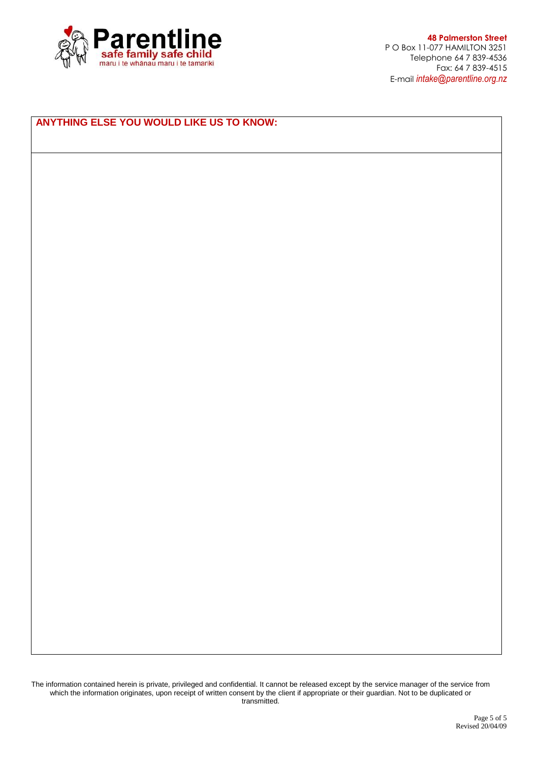**Parentline**
safe family safe child
maru i te whānau maru i te tamariki

**48 Palmerston Street**
P O Box 11-077 HAMILTON 3251
Telephone 64 7 839-4536
Fax: 64 7 839-4515
E-mail *intake@parentline.org.nz*

| **ANYTHING ELSE YOU WOULD LIKE US TO KNOW:** |
| --- |
| |

The information contained herein is private, privileged and confidential. It cannot be released except by the service manager of the service from which the information originates, upon receipt of written consent by the client if appropriate or their guardian. Not to be duplicated or transmitted.

Revised 20/04/09